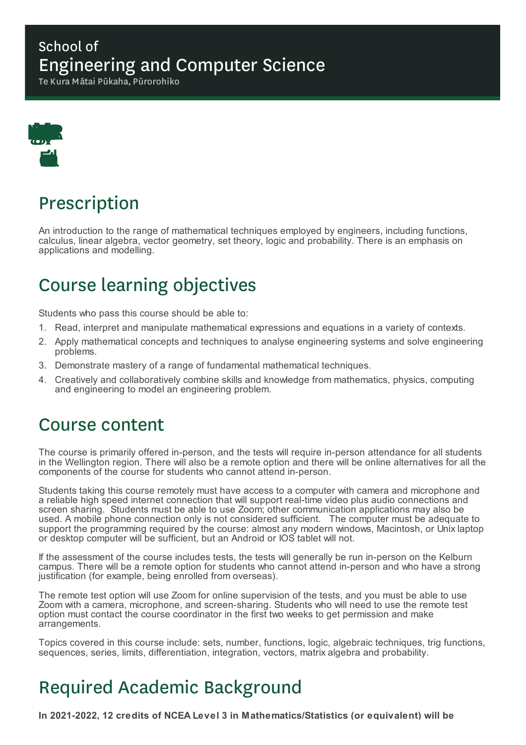School of
# Engineering and Computer Science
Te Kura Mātai Pūkaha, Pūrorohiko

## Prescription

An introduction to the range of mathematical techniques employed by engineers, including functions, calculus, linear algebra, vector geometry, set theory, logic and probability. There is an emphasis on applications and modelling.

## Course learning objectives

Students who pass this course should be able to:

1. Read, interpret and manipulate mathematical expressions and equations in a variety of contexts.
2. Apply mathematical concepts and techniques to analyse engineering systems and solve engineering problems.
3. Demonstrate mastery of a range of fundamental mathematical techniques.
4. Creatively and collaboratively combine skills and knowledge from mathematics, physics, computing and engineering to model an engineering problem.

## Course content

The course is primarily offered in-person, and the tests will require in-person attendance for all students in the Wellington region. There will also be a remote option and there will be online alternatives for all the components of the course for students who cannot attend in-person.

Students taking this course remotely must have access to a computer with camera and microphone and a reliable high speed internet connection that will support real-time video plus audio connections and screen sharing. Students must be able to use Zoom; other communication applications may also be used. A mobile phone connection only is not considered sufficient. The computer must be adequate to support the programming required by the course: almost any modern windows, Macintosh, or Unix laptop or desktop computer will be sufficient, but an Android or IOS tablet will not.

If the assessment of the course includes tests, the tests will generally be run in-person on the Kelburn campus. There will be a remote option for students who cannot attend in-person and who have a strong justification (for example, being enrolled from overseas).

The remote test option will use Zoom for online supervision of the tests, and you must be able to use Zoom with a camera, microphone, and screen-sharing. Students who will need to use the remote test option must contact the course coordinator in the first two weeks to get permission and make arrangements.

Topics covered in this course include: sets, number, functions, logic, algebraic techniques, trig functions, sequences, series, limits, differentiation, integration, vectors, matrix algebra and probability.

## Required Academic Background

**In 2021-2022, 12 credits of NCEA Level 3 in Mathematics/Statistics (or equivalent) will be**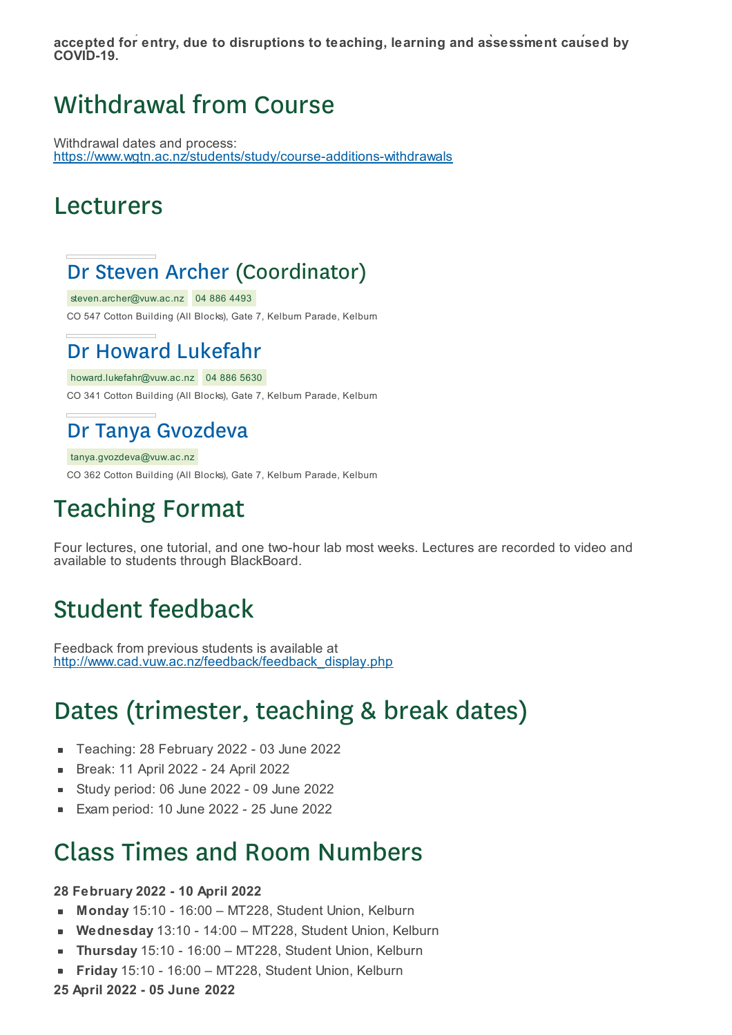**accepted for entry, due to disruptions to teaching, learning and assessment caused by COVID-19.**

## Withdrawal from Course

Withdrawal dates and process:
https://www.wgtn.ac.nz/students/study/course-additions-withdrawals

## Lecturers

### Dr Steven Archer (Coordinator)

steven.archer@vuw.ac.nz 04 886 4493

CO 547 Cotton Building (All Blocks), Gate 7, Kelburn Parade, Kelburn

### Dr Howard Lukefahr

howard.lukefahr@vuw.ac.nz 04 886 5630

CO 341 Cotton Building (All Blocks), Gate 7, Kelburn Parade, Kelburn

### Dr Tanya Gvozdeva

tanya.gvozdeva@vuw.ac.nz

CO 362 Cotton Building (All Blocks), Gate 7, Kelburn Parade, Kelburn

## Teaching Format

Four lectures, one tutorial, and one two-hour lab most weeks. Lectures are recorded to video and available to students through BlackBoard.

## Student feedback

Feedback from previous students is available at
http://www.cad.vuw.ac.nz/feedback/feedback_display.php

## Dates (trimester, teaching & break dates)

- Teaching: 28 February 2022 - 03 June 2022
- Break: 11 April 2022 - 24 April 2022
- Study period: 06 June 2022 - 09 June 2022
- Exam period: 10 June 2022 - 25 June 2022

## Class Times and Room Numbers

**28 February 2022 - 10 April 2022**

- **Monday** 15:10 - 16:00 – MT228, Student Union, Kelburn
- **Wednesday** 13:10 - 14:00 – MT228, Student Union, Kelburn
- **Thursday** 15:10 - 16:00 – MT228, Student Union, Kelburn
- **Friday** 15:10 - 16:00 – MT228, Student Union, Kelburn

**25 April 2022 - 05 June 2022**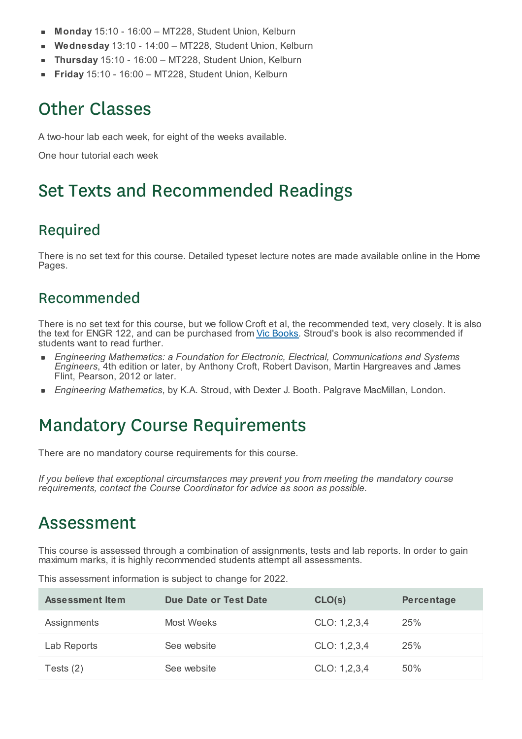- **Monday** 15:10 - 16:00 – MT228, Student Union, Kelburn
- **Wednesday** 13:10 - 14:00 – MT228, Student Union, Kelburn
- **Thursday** 15:10 - 16:00 – MT228, Student Union, Kelburn
- **Friday** 15:10 - 16:00 – MT228, Student Union, Kelburn

# Other Classes

A two-hour lab each week, for eight of the weeks available.

One hour tutorial each week

# Set Texts and Recommended Readings

## Required

There is no set text for this course. Detailed typeset lecture notes are made available online in the Home Pages.

## Recommended

There is no set text for this course, but we follow Croft et al, the recommended text, very closely. It is also the text for ENGR 122, and can be purchased from [Vic Books](). Stroud's book is also recommended if students want to read further.

- *Engineering Mathematics: a Foundation for Electronic, Electrical, Communications and Systems Engineers*, 4th edition or later, by Anthony Croft, Robert Davison, Martin Hargreaves and James Flint, Pearson, 2012 or later.
- *Engineering Mathematics*, by K.A. Stroud, with Dexter J. Booth. Palgrave MacMillan, London.

# Mandatory Course Requirements

There are no mandatory course requirements for this course.

*If you believe that exceptional circumstances may prevent you from meeting the mandatory course requirements, contact the Course Coordinator for advice as soon as possible.*

# Assessment

This course is assessed through a combination of assignments, tests and lab reports. In order to gain maximum marks, it is highly recommended students attempt all assessments.

This assessment information is subject to change for 2022.

| Assessment Item | Due Date or Test Date | CLO(s) | Percentage |
|---|---|---|---|
| Assignments | Most Weeks | CLO: 1,2,3,4 | 25% |
| Lab Reports | See website | CLO: 1,2,3,4 | 25% |
| Tests (2) | See website | CLO: 1,2,3,4 | 50% |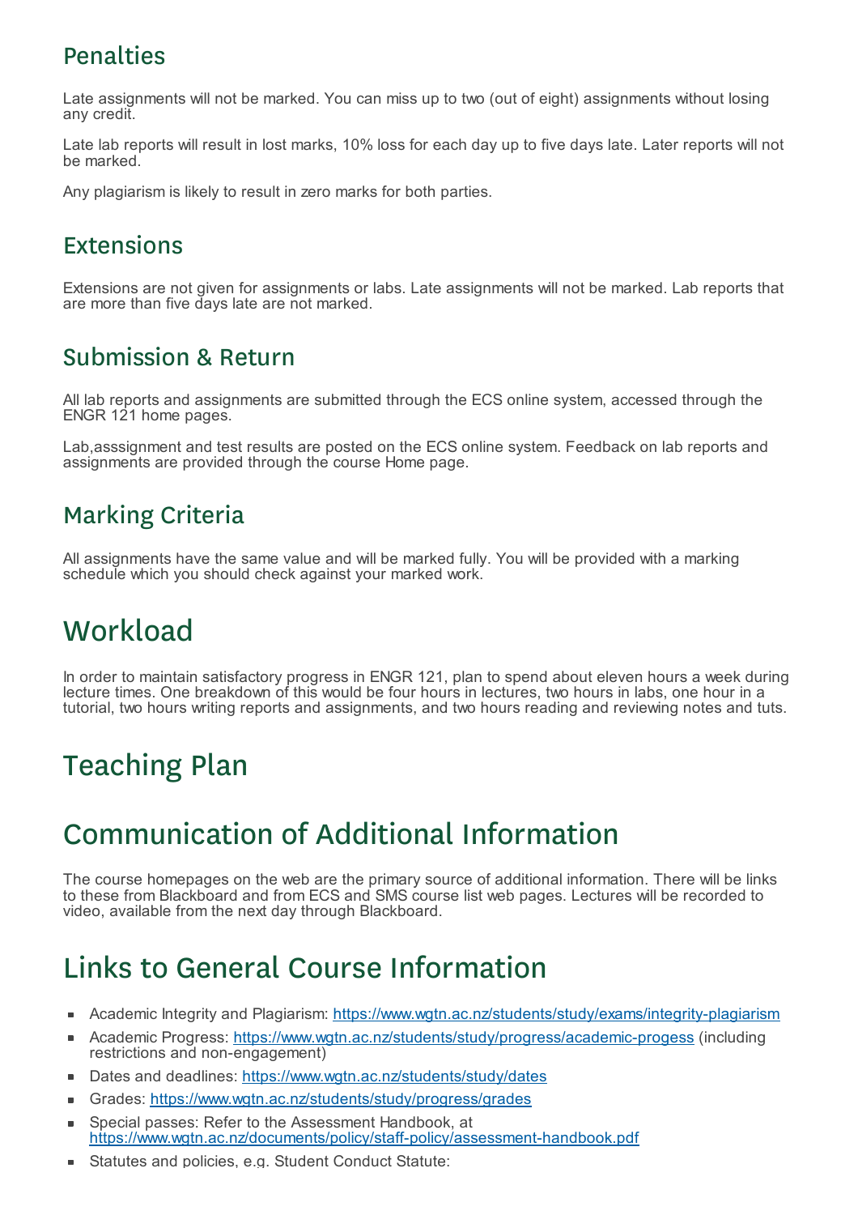## Penalties

Late assignments will not be marked. You can miss up to two (out of eight) assignments without losing any credit.

Late lab reports will result in lost marks, 10% loss for each day up to five days late. Later reports will not be marked.

Any plagiarism is likely to result in zero marks for both parties.

## Extensions

Extensions are not given for assignments or labs. Late assignments will not be marked. Lab reports that are more than five days late are not marked.

## Submission & Return

All lab reports and assignments are submitted through the ECS online system, accessed through the ENGR 121 home pages.

Lab,asssignment and test results are posted on the ECS online system. Feedback on lab reports and assignments are provided through the course Home page.

## Marking Criteria

All assignments have the same value and will be marked fully. You will be provided with a marking schedule which you should check against your marked work.

# Workload

In order to maintain satisfactory progress in ENGR 121, plan to spend about eleven hours a week during lecture times. One breakdown of this would be four hours in lectures, two hours in labs, one hour in a tutorial, two hours writing reports and assignments, and two hours reading and reviewing notes and tuts.

# Teaching Plan

# Communication of Additional Information

The course homepages on the web are the primary source of additional information. There will be links to these from Blackboard and from ECS and SMS course list web pages. Lectures will be recorded to video, available from the next day through Blackboard.

# Links to General Course Information

- Academic Integrity and Plagiarism: https://www.wgtn.ac.nz/students/study/exams/integrity-plagiarism
- Academic Progress: https://www.wgtn.ac.nz/students/study/progress/academic-progess (including restrictions and non-engagement)
- Dates and deadlines: https://www.wgtn.ac.nz/students/study/dates
- Grades: https://www.wgtn.ac.nz/students/study/progress/grades
- Special passes: Refer to the Assessment Handbook, at https://www.wgtn.ac.nz/documents/policy/staff-policy/assessment-handbook.pdf
- Statutes and policies, e.g. Student Conduct Statute: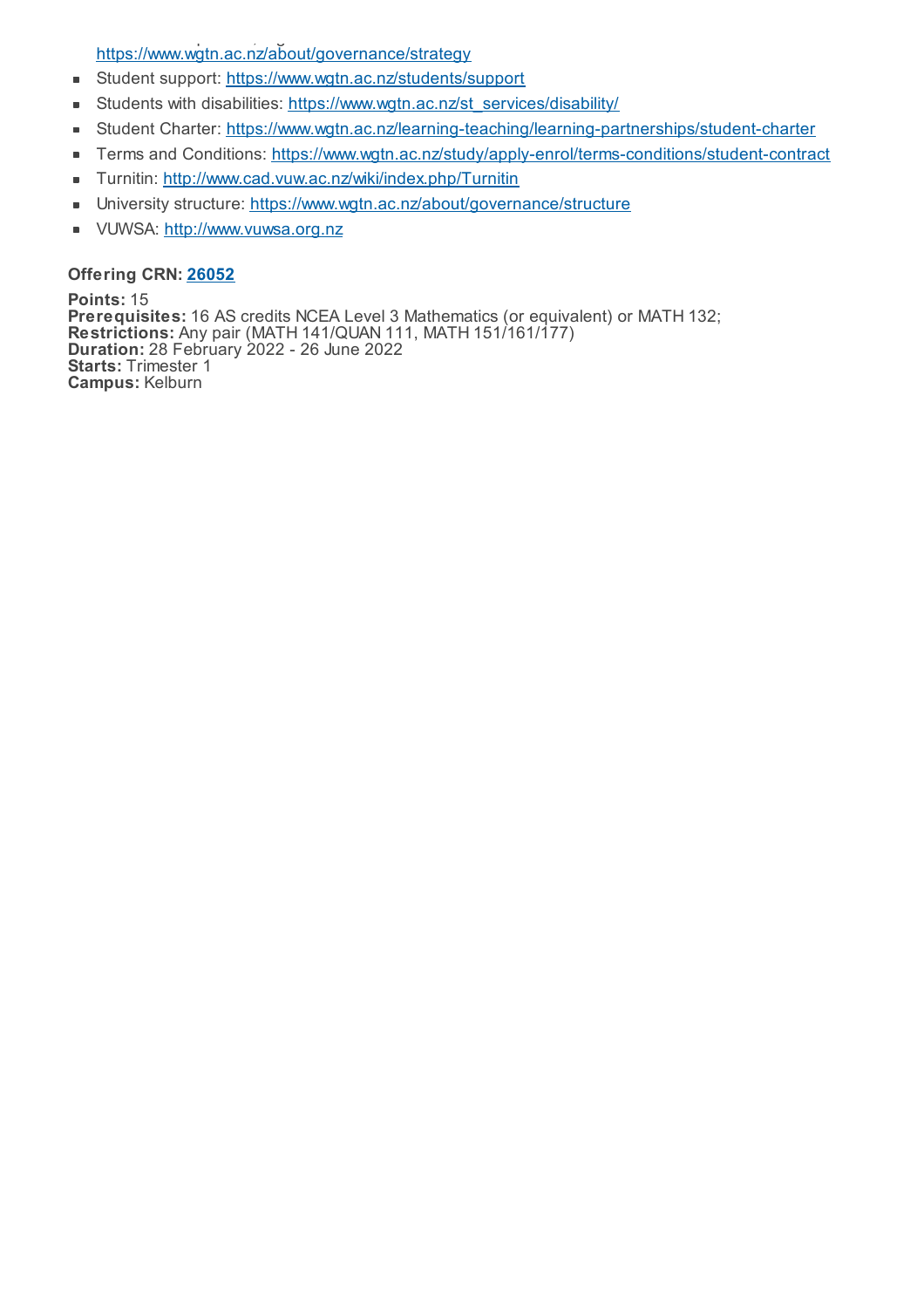https://www.wgtn.ac.nz/about/governance/strategy

- Student support: https://www.wgtn.ac.nz/students/support
- Students with disabilities: https://www.wgtn.ac.nz/st_services/disability/
- Student Charter: https://www.wgtn.ac.nz/learning-teaching/learning-partnerships/student-charter
- Terms and Conditions: https://www.wgtn.ac.nz/study/apply-enrol/terms-conditions/student-contract
- Turnitin: http://www.cad.vuw.ac.nz/wiki/index.php/Turnitin
- University structure: https://www.wgtn.ac.nz/about/governance/structure
- VUWSA: http://www.vuwsa.org.nz

**Offering CRN: 26052**

**Points:** 15
**Prerequisites:** 16 AS credits NCEA Level 3 Mathematics (or equivalent) or MATH 132;
**Restrictions:** Any pair (MATH 141/QUAN 111, MATH 151/161/177)
**Duration:** 28 February 2022 - 26 June 2022
**Starts:** Trimester 1
**Campus:** Kelburn